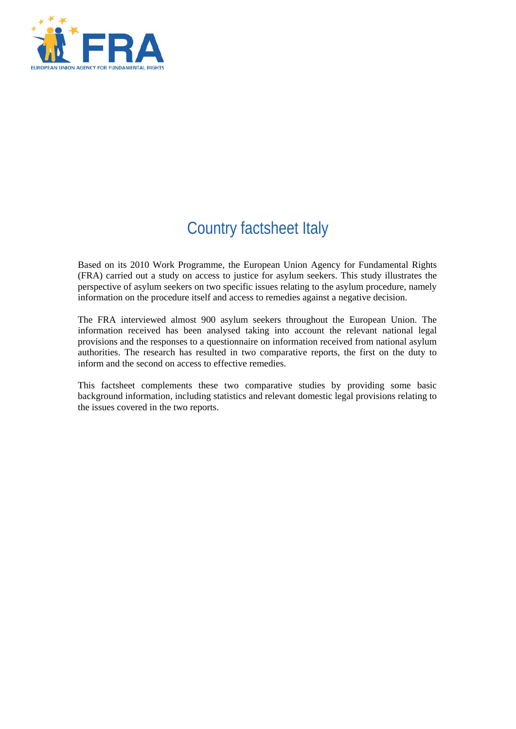# Country factsheet Italy

Based on its 2010 Work Programme, the European Union Agency for Fundamental Rights (FRA) carried out a study on access to justice for asylum seekers. This study illustrates the perspective of asylum seekers on two specific issues relating to the asylum procedure, namely information on the procedure itself and access to remedies against a negative decision.

The FRA interviewed almost 900 asylum seekers throughout the European Union. The information received has been analysed taking into account the relevant national legal provisions and the responses to a questionnaire on information received from national asylum authorities. The research has resulted in two comparative reports, the first on the duty to inform and the second on access to effective remedies.

This factsheet complements these two comparative studies by providing some basic background information, including statistics and relevant domestic legal provisions relating to the issues covered in the two reports.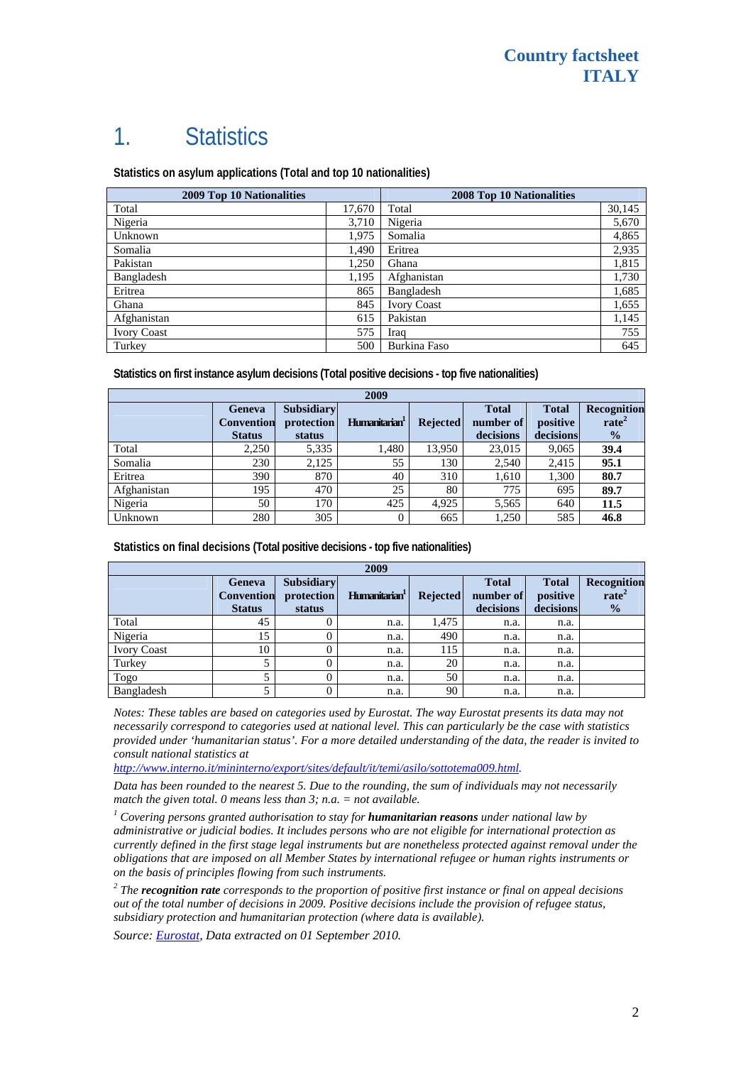# 1. Statistics

**Statistics on asylum applications (Total and top 10 nationalities)**

| 2009 Top 10 Nationalities | | 2008 Top 10 Nationalities | |
|---|---|---|---|
| Total | 17,670 | Total | 30,145 |
| Nigeria | 3,710 | Nigeria | 5,670 |
| Unknown | 1,975 | Somalia | 4,865 |
| Somalia | 1,490 | Eritrea | 2,935 |
| Pakistan | 1,250 | Ghana | 1,815 |
| Bangladesh | 1,195 | Afghanistan | 1,730 |
| Eritrea | 865 | Bangladesh | 1,685 |
| Ghana | 845 | Ivory Coast | 1,655 |
| Afghanistan | 615 | Pakistan | 1,145 |
| Ivory Coast | 575 | Iraq | 755 |
| Turkey | 500 | Burkina Faso | 645 |

**Statistics on first instance asylum decisions (Total positive decisions - top five nationalities)**

| 2009 | | | | | | | |
|---|---|---|---|---|---|---|---|
| | Geneva Convention Status | Subsidiary protection status | Humanitarian[1] | Rejected | Total number of decisions | Total positive decisions | Recognition rate[2] % |
| Total | 2,250 | 5,335 | 1,480 | 13,950 | 23,015 | 9,065 | **39.4** |
| Somalia | 230 | 2,125 | 55 | 130 | 2,540 | 2,415 | **95.1** |
| Eritrea | 390 | 870 | 40 | 310 | 1,610 | 1,300 | **80.7** |
| Afghanistan | 195 | 470 | 25 | 80 | 775 | 695 | **89.7** |
| Nigeria | 50 | 170 | 425 | 4,925 | 5,565 | 640 | **11.5** |
| Unknown | 280 | 305 | 0 | 665 | 1,250 | 585 | **46.8** |

**Statistics on final decisions (Total positive decisions - top five nationalities)**

| 2009 | | | | | | | |
|---|---|---|---|---|---|---|---|
| | Geneva Convention Status | Subsidiary protection status | Humanitarian[1] | Rejected | Total number of decisions | Total positive decisions | Recognition rate[2] % |
| Total | 45 | 0 | n.a. | 1,475 | n.a. | n.a. | |
| Nigeria | 15 | 0 | n.a. | 490 | n.a. | n.a. | |
| Ivory Coast | 10 | 0 | n.a. | 115 | n.a. | n.a. | |
| Turkey | 5 | 0 | n.a. | 20 | n.a. | n.a. | |
| Togo | 5 | 0 | n.a. | 50 | n.a. | n.a. | |
| Bangladesh | 5 | 0 | n.a. | 90 | n.a. | n.a. | |

*Notes: These tables are based on categories used by Eurostat. The way Eurostat presents its data may not necessarily correspond to categories used at national level. This can particularly be the case with statistics provided under 'humanitarian status'. For a more detailed understanding of the data, the reader is invited to consult national statistics at http://www.interno.it/mininterno/export/sites/default/it/temi/asilo/sottotema009.html.*

*Data has been rounded to the nearest 5. Due to the rounding, the sum of individuals may not necessarily match the given total. 0 means less than 3; n.a. = not available.*

[1] *Covering persons granted authorisation to stay for* ***humanitarian reasons*** *under national law by administrative or judicial bodies. It includes persons who are not eligible for international protection as currently defined in the first stage legal instruments but are nonetheless protected against removal under the obligations that are imposed on all Member States by international refugee or human rights instruments or on the basis of principles flowing from such instruments.*

[2] *The* ***recognition rate*** *corresponds to the proportion of positive first instance or final on appeal decisions out of the total number of decisions in 2009. Positive decisions include the provision of refugee status, subsidiary protection and humanitarian protection (where data is available).*

*Source: Eurostat, Data extracted on 01 September 2010.*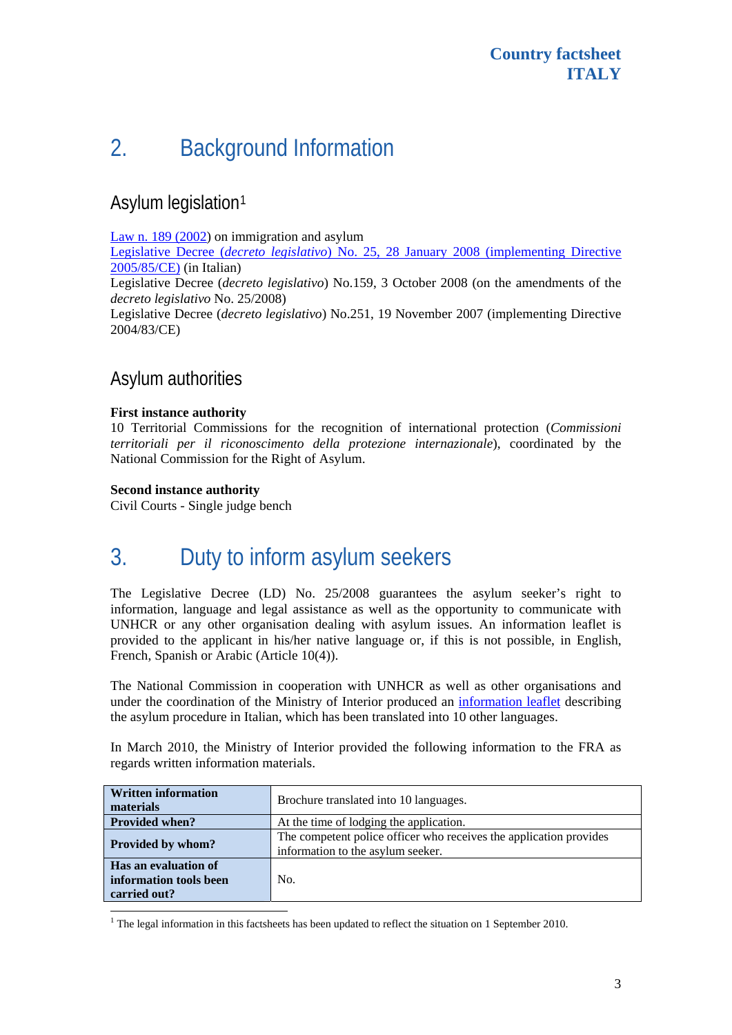## 2. Background Information

### Asylum legislation[1]

Law n. 189 (2002) on immigration and asylum
Legislative Decree (*decreto legislativo*) No. 25, 28 January 2008 (implementing Directive 2005/85/CE) (in Italian)
Legislative Decree (*decreto legislativo*) No.159, 3 October 2008 (on the amendments of the *decreto legislativo* No. 25/2008)
Legislative Decree (*decreto legislativo*) No.251, 19 November 2007 (implementing Directive 2004/83/CE)

### Asylum authorities

**First instance authority**
10 Territorial Commissions for the recognition of international protection (*Commissioni territoriali per il riconoscimento della protezione internazionale*), coordinated by the National Commission for the Right of Asylum.

**Second instance authority**
Civil Courts - Single judge bench

## 3. Duty to inform asylum seekers

The Legislative Decree (LD) No. 25/2008 guarantees the asylum seeker's right to information, language and legal assistance as well as the opportunity to communicate with UNHCR or any other organisation dealing with asylum issues. An information leaflet is provided to the applicant in his/her native language or, if this is not possible, in English, French, Spanish or Arabic (Article 10(4)).

The National Commission in cooperation with UNHCR as well as other organisations and under the coordination of the Ministry of Interior produced an information leaflet describing the asylum procedure in Italian, which has been translated into 10 other languages.

In March 2010, the Ministry of Interior provided the following information to the FRA as regards written information materials.

| **Written information materials** | Brochure translated into 10 languages. |
|---|---|
| **Provided when?** | At the time of lodging the application. |
| **Provided by whom?** | The competent police officer who receives the application provides information to the asylum seeker. |
| **Has an evaluation of information tools been carried out?** | No. |

[1] The legal information in this factsheets has been updated to reflect the situation on 1 September 2010.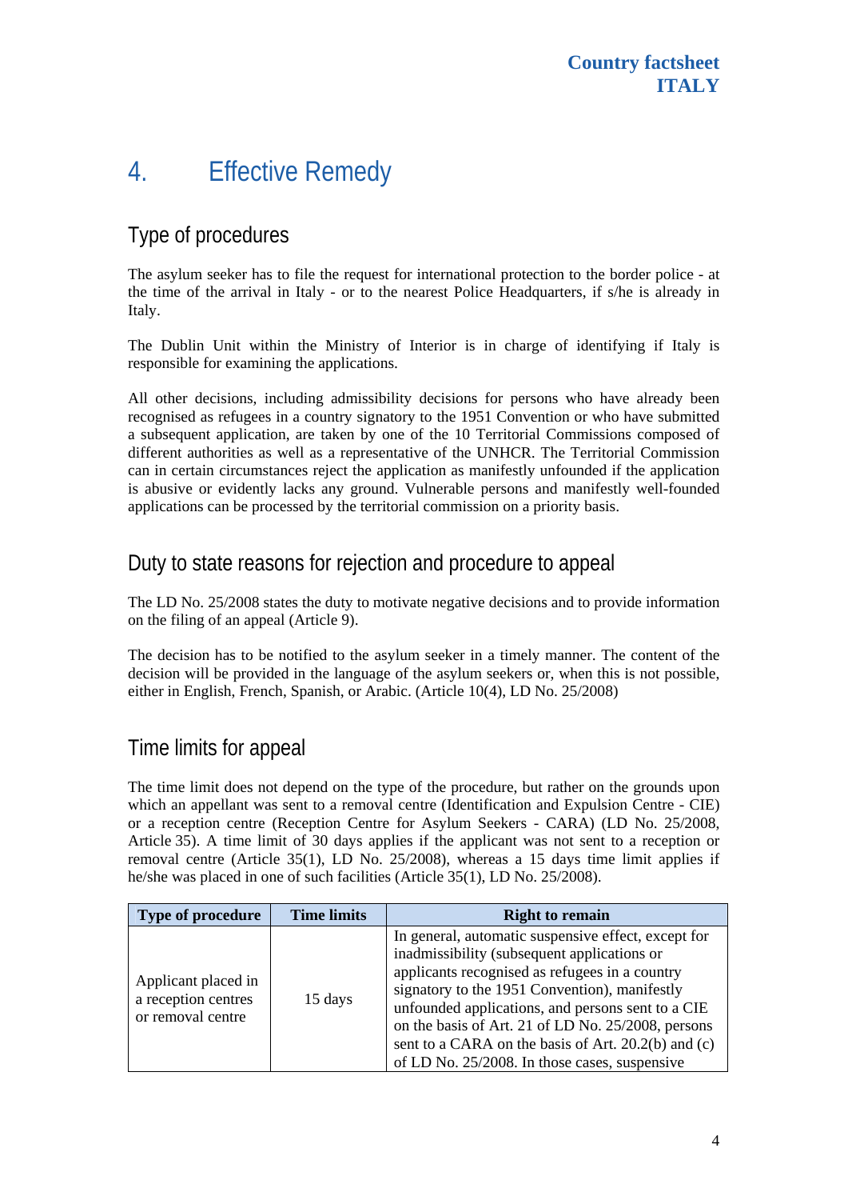# 4. Effective Remedy

## Type of procedures

The asylum seeker has to file the request for international protection to the border police - at the time of the arrival in Italy - or to the nearest Police Headquarters, if s/he is already in Italy.

The Dublin Unit within the Ministry of Interior is in charge of identifying if Italy is responsible for examining the applications.

All other decisions, including admissibility decisions for persons who have already been recognised as refugees in a country signatory to the 1951 Convention or who have submitted a subsequent application, are taken by one of the 10 Territorial Commissions composed of different authorities as well as a representative of the UNHCR. The Territorial Commission can in certain circumstances reject the application as manifestly unfounded if the application is abusive or evidently lacks any ground. Vulnerable persons and manifestly well-founded applications can be processed by the territorial commission on a priority basis.

## Duty to state reasons for rejection and procedure to appeal

The LD No. 25/2008 states the duty to motivate negative decisions and to provide information on the filing of an appeal (Article 9).

The decision has to be notified to the asylum seeker in a timely manner. The content of the decision will be provided in the language of the asylum seekers or, when this is not possible, either in English, French, Spanish, or Arabic. (Article 10(4), LD No. 25/2008)

## Time limits for appeal

The time limit does not depend on the type of the procedure, but rather on the grounds upon which an appellant was sent to a removal centre (Identification and Expulsion Centre - CIE) or a reception centre (Reception Centre for Asylum Seekers - CARA) (LD No. 25/2008, Article 35). A time limit of 30 days applies if the applicant was not sent to a reception or removal centre (Article 35(1), LD No. 25/2008), whereas a 15 days time limit applies if he/she was placed in one of such facilities (Article 35(1), LD No. 25/2008).

| Type of procedure | Time limits | Right to remain |
|---|---|---|
| Applicant placed in a reception centres or removal centre | 15 days | In general, automatic suspensive effect, except for inadmissibility (subsequent applications or applicants recognised as refugees in a country signatory to the 1951 Convention), manifestly unfounded applications, and persons sent to a CIE on the basis of Art. 21 of LD No. 25/2008, persons sent to a CARA on the basis of Art. 20.2(b) and (c) of LD No. 25/2008. In those cases, suspensive |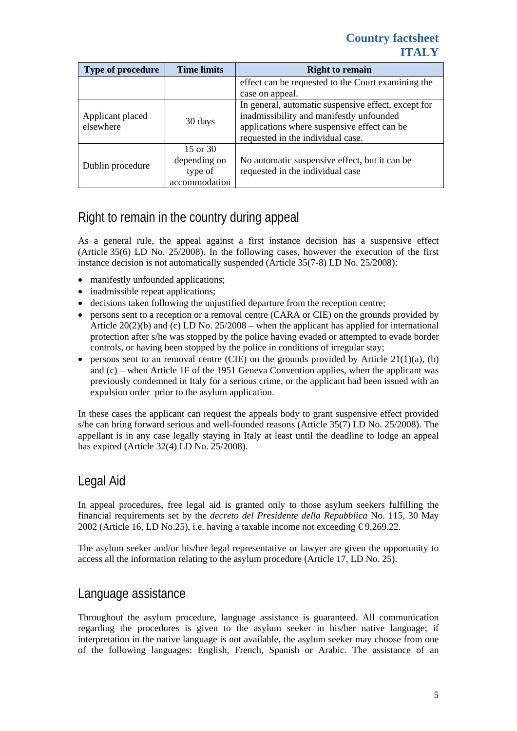| Type of procedure | Time limits | Right to remain |
|---|---|---|
| | | effect can be requested to the Court examining the case on appeal. |
| Applicant placed elsewhere | 30 days | In general, automatic suspensive effect, except for inadmissibility and manifestly unfounded applications where suspensive effect can be requested in the individual case. |
| Dublin procedure | 15 or 30 depending on type of accommodation | No automatic suspensive effect, but it can be requested in the individual case |

## Right to remain in the country during appeal

As a general rule, the appeal against a first instance decision has a suspensive effect (Article 35(6) LD No. 25/2008). In the following cases, however the execution of the first instance decision is not automatically suspended (Article 35(7-8) LD No. 25/2008):

- manifestly unfounded applications;
- inadmissible repeat applications;
- decisions taken following the unjustified departure from the reception centre;
- persons sent to a reception or a removal centre (CARA or CIE) on the grounds provided by Article 20(2)(b) and (c) LD No. 25/2008 – when the applicant has applied for international protection after s/he was stopped by the police having evaded or attempted to evade border controls, or having been stopped by the police in conditions of irregular stay;
- persons sent to an removal centre (CIE) on the grounds provided by Article 21(1)(a), (b) and (c) – when Article 1F of the 1951 Geneva Convention applies, when the applicant was previously condemned in Italy for a serious crime, or the applicant had been issued with an expulsion order prior to the asylum application.

In these cases the applicant can request the appeals body to grant suspensive effect provided s/he can bring forward serious and well-founded reasons (Article 35(7) LD No. 25/2008). The appellant is in any case legally staying in Italy at least until the deadline to lodge an appeal has expired (Article 32(4) LD No. 25/2008).

## Legal Aid

In appeal procedures, free legal aid is granted only to those asylum seekers fulfilling the financial requirements set by the *decreto del Presidente della Repubblica* No. 115, 30 May 2002 (Article 16, LD No.25), i.e. having a taxable income not exceeding €9,269.22.

The asylum seeker and/or his/her legal representative or lawyer are given the opportunity to access all the information relating to the asylum procedure (Article 17, LD No. 25).

## Language assistance

Throughout the asylum procedure, language assistance is guaranteed. All communication regarding the procedures is given to the asylum seeker in his/her native language; if interpretation in the native language is not available, the asylum seeker may choose from one of the following languages: English, French, Spanish or Arabic. The assistance of an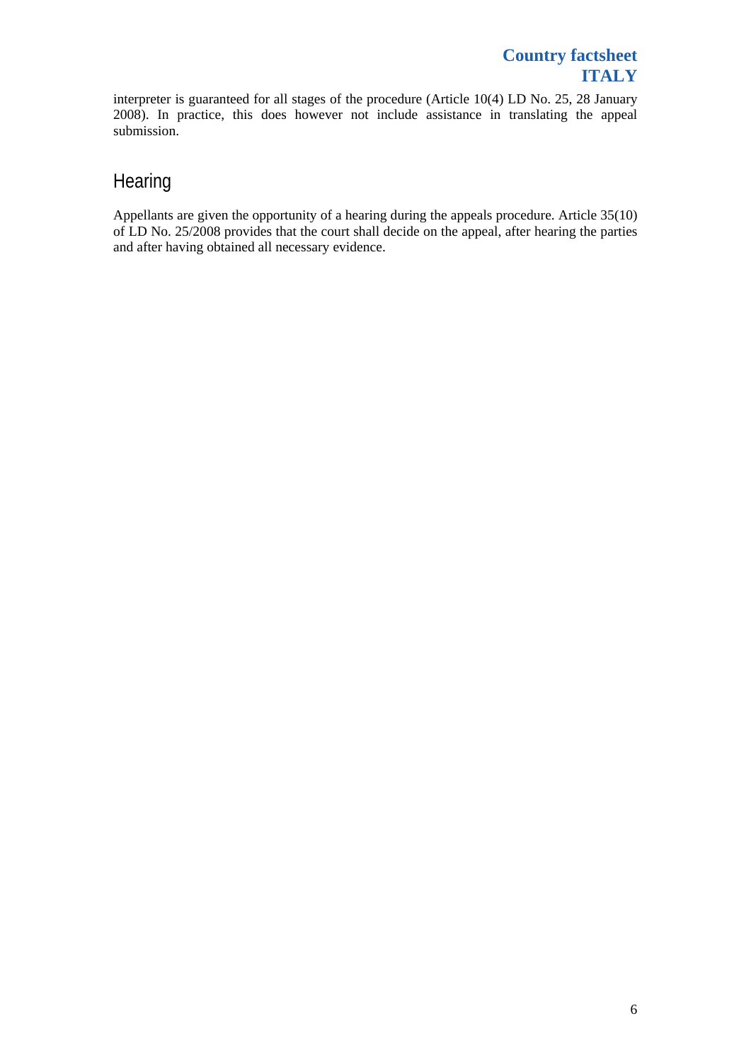interpreter is guaranteed for all stages of the procedure (Article 10(4) LD No. 25, 28 January 2008). In practice, this does however not include assistance in translating the appeal submission.

## Hearing

Appellants are given the opportunity of a hearing during the appeals procedure. Article 35(10) of LD No. 25/2008 provides that the court shall decide on the appeal, after hearing the parties and after having obtained all necessary evidence.